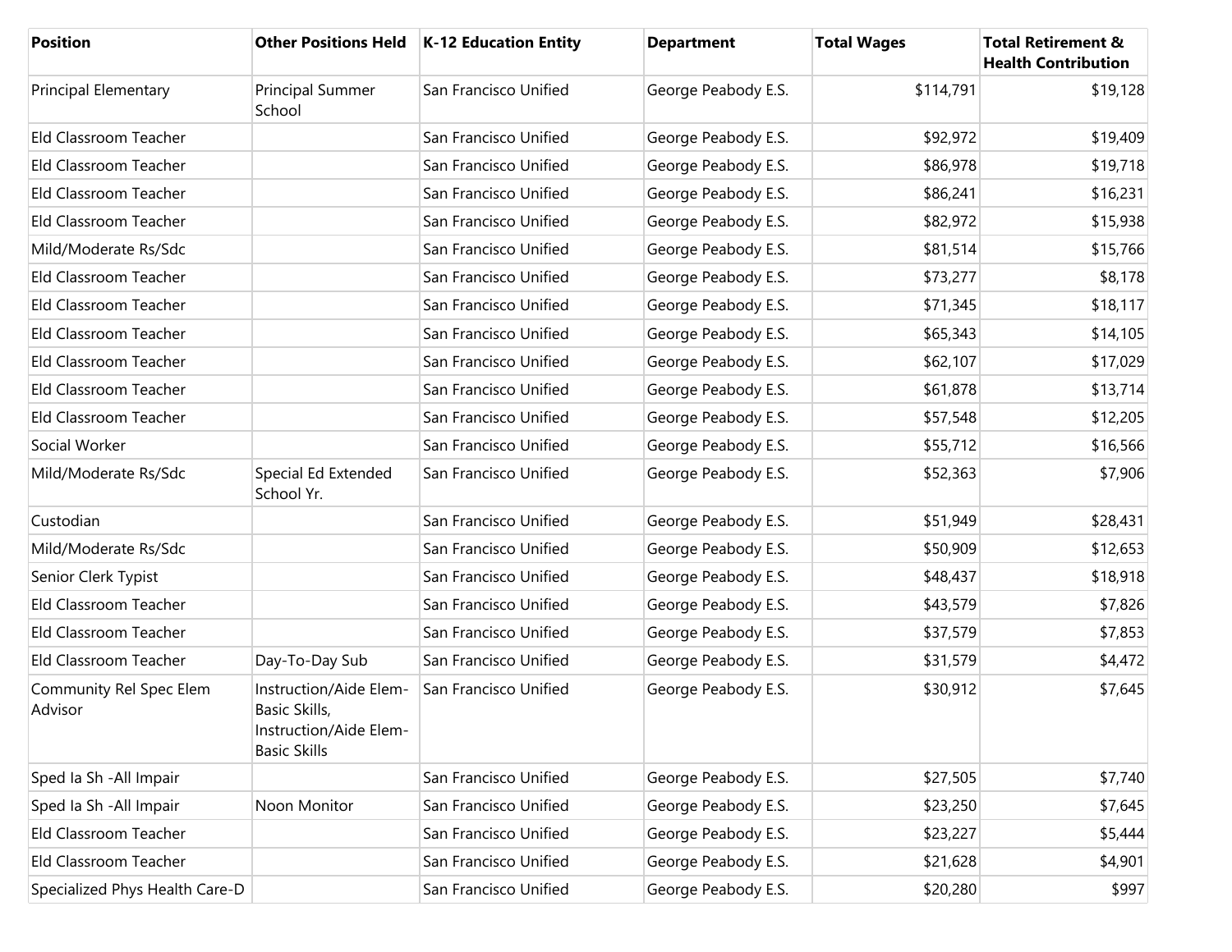| Position | Other Positions Held | K-12 Education Entity | Department | Total Wages | Total Retirement & Health Contribution |
|---|---|---|---|---|---|
| Principal Elementary | Principal Summer School | San Francisco Unified | George Peabody E.S. | $114,791 | $19,128 |
| Eld Classroom Teacher | | San Francisco Unified | George Peabody E.S. | $92,972 | $19,409 |
| Eld Classroom Teacher | | San Francisco Unified | George Peabody E.S. | $86,978 | $19,718 |
| Eld Classroom Teacher | | San Francisco Unified | George Peabody E.S. | $86,241 | $16,231 |
| Eld Classroom Teacher | | San Francisco Unified | George Peabody E.S. | $82,972 | $15,938 |
| Mild/Moderate Rs/Sdc | | San Francisco Unified | George Peabody E.S. | $81,514 | $15,766 |
| Eld Classroom Teacher | | San Francisco Unified | George Peabody E.S. | $73,277 | $8,178 |
| Eld Classroom Teacher | | San Francisco Unified | George Peabody E.S. | $71,345 | $18,117 |
| Eld Classroom Teacher | | San Francisco Unified | George Peabody E.S. | $65,343 | $14,105 |
| Eld Classroom Teacher | | San Francisco Unified | George Peabody E.S. | $62,107 | $17,029 |
| Eld Classroom Teacher | | San Francisco Unified | George Peabody E.S. | $61,878 | $13,714 |
| Eld Classroom Teacher | | San Francisco Unified | George Peabody E.S. | $57,548 | $12,205 |
| Social Worker | | San Francisco Unified | George Peabody E.S. | $55,712 | $16,566 |
| Mild/Moderate Rs/Sdc | Special Ed Extended School Yr. | San Francisco Unified | George Peabody E.S. | $52,363 | $7,906 |
| Custodian | | San Francisco Unified | George Peabody E.S. | $51,949 | $28,431 |
| Mild/Moderate Rs/Sdc | | San Francisco Unified | George Peabody E.S. | $50,909 | $12,653 |
| Senior Clerk Typist | | San Francisco Unified | George Peabody E.S. | $48,437 | $18,918 |
| Eld Classroom Teacher | | San Francisco Unified | George Peabody E.S. | $43,579 | $7,826 |
| Eld Classroom Teacher | | San Francisco Unified | George Peabody E.S. | $37,579 | $7,853 |
| Eld Classroom Teacher | Day-To-Day Sub | San Francisco Unified | George Peabody E.S. | $31,579 | $4,472 |
| Community Rel Spec Elem Advisor | Instruction/Aide Elem-Basic Skills, Instruction/Aide Elem-Basic Skills | San Francisco Unified | George Peabody E.S. | $30,912 | $7,645 |
| Sped Ia Sh -All Impair | | San Francisco Unified | George Peabody E.S. | $27,505 | $7,740 |
| Sped Ia Sh -All Impair | Noon Monitor | San Francisco Unified | George Peabody E.S. | $23,250 | $7,645 |
| Eld Classroom Teacher | | San Francisco Unified | George Peabody E.S. | $23,227 | $5,444 |
| Eld Classroom Teacher | | San Francisco Unified | George Peabody E.S. | $21,628 | $4,901 |
| Specialized Phys Health Care-D | | San Francisco Unified | George Peabody E.S. | $20,280 | $997 |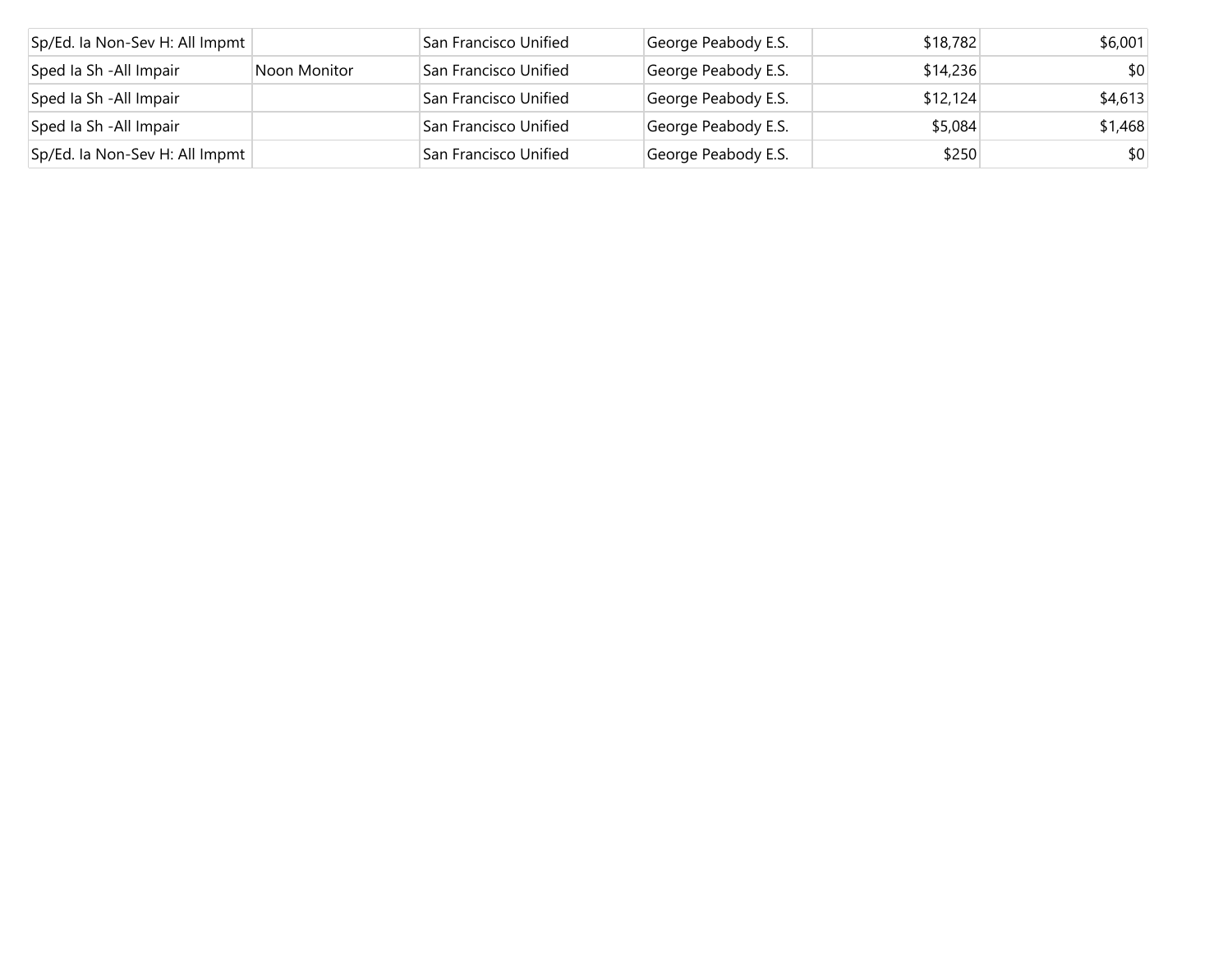| | | | | | |
|---|---|---|---|---|---|
| Sp/Ed. Ia Non-Sev H: All Impmt | | San Francisco Unified | George Peabody E.S. | $18,782 | $6,001 |
| Sped Ia Sh -All Impair | Noon Monitor | San Francisco Unified | George Peabody E.S. | $14,236 | $0 |
| Sped Ia Sh -All Impair | | San Francisco Unified | George Peabody E.S. | $12,124 | $4,613 |
| Sped Ia Sh -All Impair | | San Francisco Unified | George Peabody E.S. | $5,084 | $1,468 |
| Sp/Ed. Ia Non-Sev H: All Impmt | | San Francisco Unified | George Peabody E.S. | $250 | $0 |